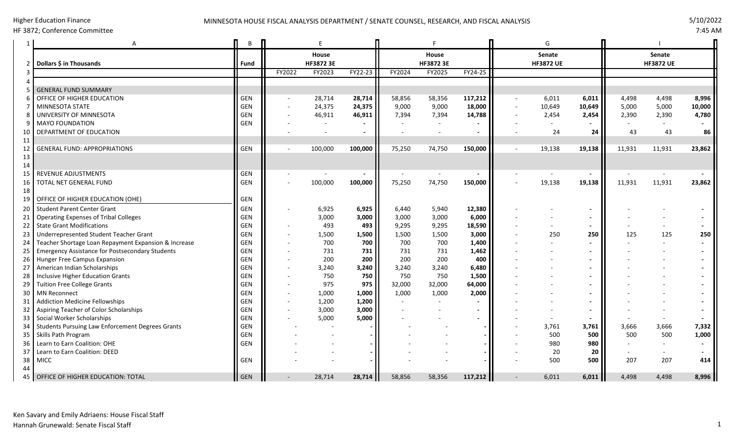Higher Education Finance

HF 3872; Conference Committee

MINNESOTA HOUSE FISCAL ANALYSIS DEPARTMENT / SENATE COUNSEL, RESEARCH, AND FISCAL ANALYSIS

5/10/2022

7:45 AM

| | A | B | E | | | F | | | G | | | I | | |
|---|---|---|---|---|---|---|---|---|---|---|---|---|---|---|
| 2 | Dollars $ in Thousands | Fund | House HF3872 3E | | | House HF3872 3E | | | Senate HF3872 UE | | | Senate HF3872 UE | | |
| 3 | | | FY2022 | FY2023 | FY22-23 | FY2024 | FY2025 | FY24-25 | | | | | | |
| 4 | | | | | | | | | | | | | | |
| 5 | GENERAL FUND SUMMARY | | | | | | | | | | | | | |
| 6 | OFFICE OF HIGHER EDUCATION | GEN | - | 28,714 | **28,714** | 58,856 | 58,356 | **117,212** | - | 6,011 | **6,011** | 4,498 | 4,498 | **8,996** |
| 7 | MINNESOTA STATE | GEN | - | 24,375 | **24,375** | 9,000 | 9,000 | **18,000** | - | 10,649 | **10,649** | 5,000 | 5,000 | **10,000** |
| 8 | UNIVERSITY OF MINNESOTA | GEN | - | 46,911 | **46,911** | 7,394 | 7,394 | **14,788** | - | 2,454 | **2,454** | 2,390 | 2,390 | **4,780** |
| 9 | MAYO FOUNDATION | GEN | - | - | **-** | - | - | **-** | - | - | **-** | - | - | **-** |
| 10 | DEPARTMENT OF EDUCATION | | - | - | **-** | - | - | **-** | - | 24 | **24** | 43 | 43 | **86** |
| 11 | | | | | | | | | | | | | | |
| 12 | GENERAL FUND: APPROPRIATIONS | GEN | - | 100,000 | **100,000** | 75,250 | 74,750 | **150,000** | - | 19,138 | **19,138** | 11,931 | 11,931 | **23,862** |
| 13 | | | | | | | | | | | | | | |
| 14 | | | | | | | | | | | | | | |
| 15 | REVENUE ADJUSTMENTS | GEN | - | - | **-** | - | - | **-** | - | - | **-** | - | - | **-** |
| 16 | TOTAL NET GENERAL FUND | GEN | - | 100,000 | **100,000** | 75,250 | 74,750 | **150,000** | - | 19,138 | **19,138** | 11,931 | 11,931 | **23,862** |
| 18 | | | | | | | | | | | | | | |
| 19 | OFFICE OF HIGHER EDUCATION (OHE) | GEN | | | | | | | | | | | | |
| 20 | Student Parent Center Grant | GEN | - | 6,925 | **6,925** | 6,440 | 5,940 | **12,380** | - | - | **-** | - | - | **-** |
| 21 | Operating Expenses of Tribal Colleges | GEN | | 3,000 | **3,000** | 3,000 | 3,000 | **6,000** | - | - | **-** | - | - | **-** |
| 22 | State Grant Modifications | GEN | - | 493 | **493** | 9,295 | 9,295 | **18,590** | - | - | **-** | - | - | **-** |
| 23 | Underrepresented Student Teacher Grant | GEN | - | 1,500 | **1,500** | 1,500 | 1,500 | **3,000** | - | 250 | **250** | 125 | 125 | **250** |
| 24 | Teacher Shortage Loan Repayment Expansion & Increase | GEN | - | 700 | **700** | 700 | 700 | **1,400** | - | - | **-** | - | - | **-** |
| 25 | Emergency Assistance for Postsecondary Students | GEN | - | 731 | **731** | 731 | 731 | **1,462** | - | - | **-** | - | - | **-** |
| 26 | Hunger Free Campus Expansion | GEN | - | 200 | **200** | 200 | 200 | **400** | - | - | **-** | - | - | **-** |
| 27 | American Indian Scholarships | GEN | - | 3,240 | **3,240** | 3,240 | 3,240 | **6,480** | - | - | **-** | - | - | **-** |
| 28 | Inclusive Higher Education Grants | GEN | - | 750 | **750** | 750 | 750 | **1,500** | - | - | **-** | - | - | **-** |
| 29 | Tuition Free College Grants | GEN | - | 975 | **975** | 32,000 | 32,000 | **64,000** | - | - | **-** | - | - | **-** |
| 30 | MN Reconnect | GEN | - | 1,000 | **1,000** | 1,000 | 1,000 | **2,000** | - | - | **-** | - | - | **-** |
| 31 | Addiction Medicine Fellowships | GEN | - | 1,200 | **1,200** | - | - | **-** | - | - | **-** | - | - | **-** |
| 32 | Aspiring Teacher of Color Scholarships | GEN | - | 3,000 | **3,000** | - | - | **-** | - | - | **-** | - | - | **-** |
| 33 | Social Worker Scholarships | GEN | - | 5,000 | **5,000** | - | - | **-** | - | - | **-** | - | - | **-** |
| 34 | Students Pursuing Law Enforcement Degrees Grants | GEN | - | - | **-** | - | - | **-** | - | 3,761 | **3,761** | 3,666 | 3,666 | **7,332** |
| 35 | Skills Path Program | GEN | - | - | **-** | - | - | **-** | - | 500 | **500** | 500 | 500 | **1,000** |
| 36 | Learn to Earn Coalition: OHE | GEN | - | - | **-** | - | - | **-** | - | 980 | **980** | - | - | **-** |
| 37 | Learn to Earn Coalition: DEED | | - | - | **-** | - | - | **-** | - | 20 | **20** | - | - | **-** |
| 38 | MICC | GEN | - | - | **-** | - | - | **-** | - | 500 | **500** | 207 | 207 | **414** |
| 44 | | | | | | | | | | | | | | |
| 45 | OFFICE OF HIGHER EDUCATION: TOTAL | GEN | - | 28,714 | **28,714** | 58,856 | 58,356 | **117,212** | - | 6,011 | **6,011** | 4,498 | 4,498 | **8,996** |

Ken Savary and Emily Adriaens: House Fiscal Staff

Hannah Grunewald: Senate Fiscal Staff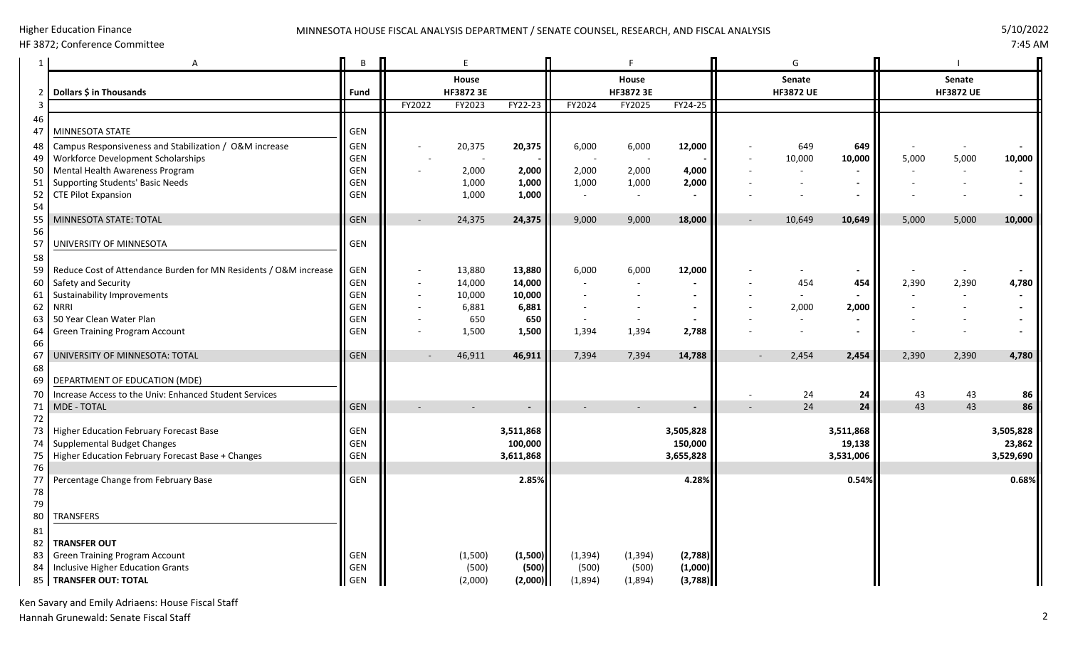| | A | B | E | | | F | | | G | | | I | | |
|---|---|---|---|---|---|---|---|---|---|---|---|---|---|---|
| 1 | | | E | | | F | | | G | | | I | | |
| 2 | **Dollars $ in Thousands** | **Fund** | | **House HF3872 3E** | | | **House HF3872 3E** | | | **Senate HF3872 UE** | | | **Senate HF3872 UE** | |
| 3 | | | FY2022 | FY2023 | FY22-23 | FY2024 | FY2025 | FY24-25 | | | | | | |
| 46 | | | | | | | | | | | | | | |
| 47 | MINNESOTA STATE | GEN | | | | | | | | | | | | |
| 48 | Campus Responsiveness and Stabilization / O&M increase | GEN | - | 20,375 | **20,375** | 6,000 | 6,000 | **12,000** | - | 649 | **649** | - | - | **-** |
| 49 | Workforce Development Scholarships | GEN | - | - | **-** | - | - | **-** | - | 10,000 | **10,000** | 5,000 | 5,000 | **10,000** |
| 50 | Mental Health Awareness Program | GEN | - | 2,000 | **2,000** | 2,000 | 2,000 | **4,000** | - | - | **-** | - | - | **-** |
| 51 | Supporting Students' Basic Needs | GEN | | 1,000 | **1,000** | 1,000 | 1,000 | **2,000** | - | - | **-** | - | - | **-** |
| 52 | CTE Pilot Expansion | GEN | | 1,000 | **1,000** | - | - | **-** | - | - | **-** | - | - | **-** |
| 54 | | | | | | | | | | | | | | |
| 55 | MINNESOTA STATE: TOTAL | GEN | - | 24,375 | **24,375** | 9,000 | 9,000 | **18,000** | - | 10,649 | **10,649** | 5,000 | 5,000 | **10,000** |
| 56 | | | | | | | | | | | | | | |
| 57 | UNIVERSITY OF MINNESOTA | GEN | | | | | | | | | | | | |
| 58 | | | | | | | | | | | | | | |
| 59 | Reduce Cost of Attendance Burden for MN Residents / O&M increase | GEN | - | 13,880 | **13,880** | 6,000 | 6,000 | **12,000** | - | - | **-** | - | - | **-** |
| 60 | Safety and Security | GEN | - | 14,000 | **14,000** | - | - | **-** | - | 454 | **454** | 2,390 | 2,390 | **4,780** |
| 61 | Sustainability Improvements | GEN | - | 10,000 | **10,000** | - | - | **-** | - | - | **-** | - | - | **-** |
| 62 | NRRI | GEN | - | 6,881 | **6,881** | - | - | **-** | - | 2,000 | **2,000** | - | - | **-** |
| 63 | 50 Year Clean Water Plan | GEN | - | 650 | **650** | - | - | **-** | - | - | **-** | - | - | **-** |
| 64 | Green Training Program Account | GEN | - | 1,500 | **1,500** | 1,394 | 1,394 | **2,788** | - | - | **-** | - | - | **-** |
| 66 | | | | | | | | | | | | | | |
| 67 | UNIVERSITY OF MINNESOTA: TOTAL | GEN | - | 46,911 | **46,911** | 7,394 | 7,394 | **14,788** | - | 2,454 | **2,454** | 2,390 | 2,390 | **4,780** |
| 68 | | | | | | | | | | | | | | |
| 69 | DEPARTMENT OF EDUCATION (MDE) | | | | | | | | | | | | | |
| 70 | Increase Access to the Univ: Enhanced Student Services | | | | | | | | - | 24 | **24** | 43 | 43 | **86** |
| 71 | MDE - TOTAL | GEN | - | - | **-** | - | - | **-** | - | 24 | **24** | 43 | 43 | **86** |
| 72 | | | | | | | | | | | | | | |
| 73 | Higher Education February Forecast Base | GEN | | | **3,511,868** | | | **3,505,828** | | | **3,511,868** | | | **3,505,828** |
| 74 | Supplemental Budget Changes | GEN | | | **100,000** | | | **150,000** | | | **19,138** | | | **23,862** |
| 75 | Higher Education February Forecast Base + Changes | GEN | | | **3,611,868** | | | **3,655,828** | | | **3,531,006** | | | **3,529,690** |
| 76 | | | | | | | | | | | | | | |
| 77 | Percentage Change from February Base | GEN | | | **2.85%** | | | **4.28%** | | | **0.54%** | | | **0.68%** |
| 78 | | | | | | | | | | | | | | |
| 79 | | | | | | | | | | | | | | |
| 80 | TRANSFERS | | | | | | | | | | | | | |
| 81 | | | | | | | | | | | | | | |
| 82 | **TRANSFER OUT** | | | | | | | | | | | | | |
| 83 | Green Training Program Account | GEN | | (1,500) | **(1,500)** | (1,394) | (1,394) | **(2,788)** | | | | | | |
| 84 | Inclusive Higher Education Grants | GEN | | (500) | **(500)** | (500) | (500) | **(1,000)** | | | | | | |
| 85 | **TRANSFER OUT: TOTAL** | GEN | | (2,000) | **(2,000)** | (1,894) | (1,894) | **(3,788)** | | | | | | |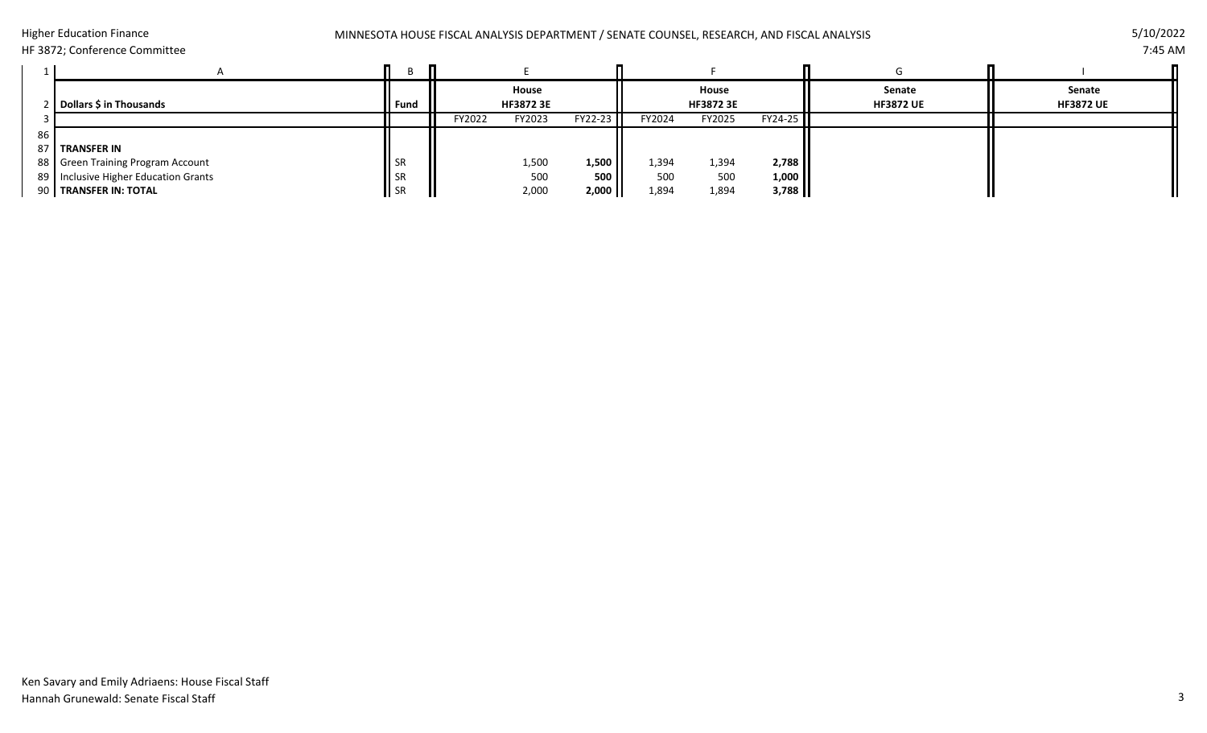| 1 | A | B | E | | | F | | | G | I |
|---|---|---|---|---|---|---|---|---|---|---|
| 2 | Dollars $ in Thousands | Fund | House HF3872 3E | | | House HF3872 3E | | | Senate HF3872 UE | Senate HF3872 UE |
| 3 | | | FY2022 | FY2023 | FY22-23 | FY2024 | FY2025 | FY24-25 | | |
| 86 | | | | | | | | | | |
| 87 | **TRANSFER IN** | | | | | | | | | |
| 88 | Green Training Program Account | SR | | 1,500 | **1,500** | 1,394 | 1,394 | **2,788** | | |
| 89 | Inclusive Higher Education Grants | SR | | 500 | **500** | 500 | 500 | **1,000** | | |
| 90 | **TRANSFER IN: TOTAL** | SR | | 2,000 | **2,000** | 1,894 | 1,894 | **3,788** | | |